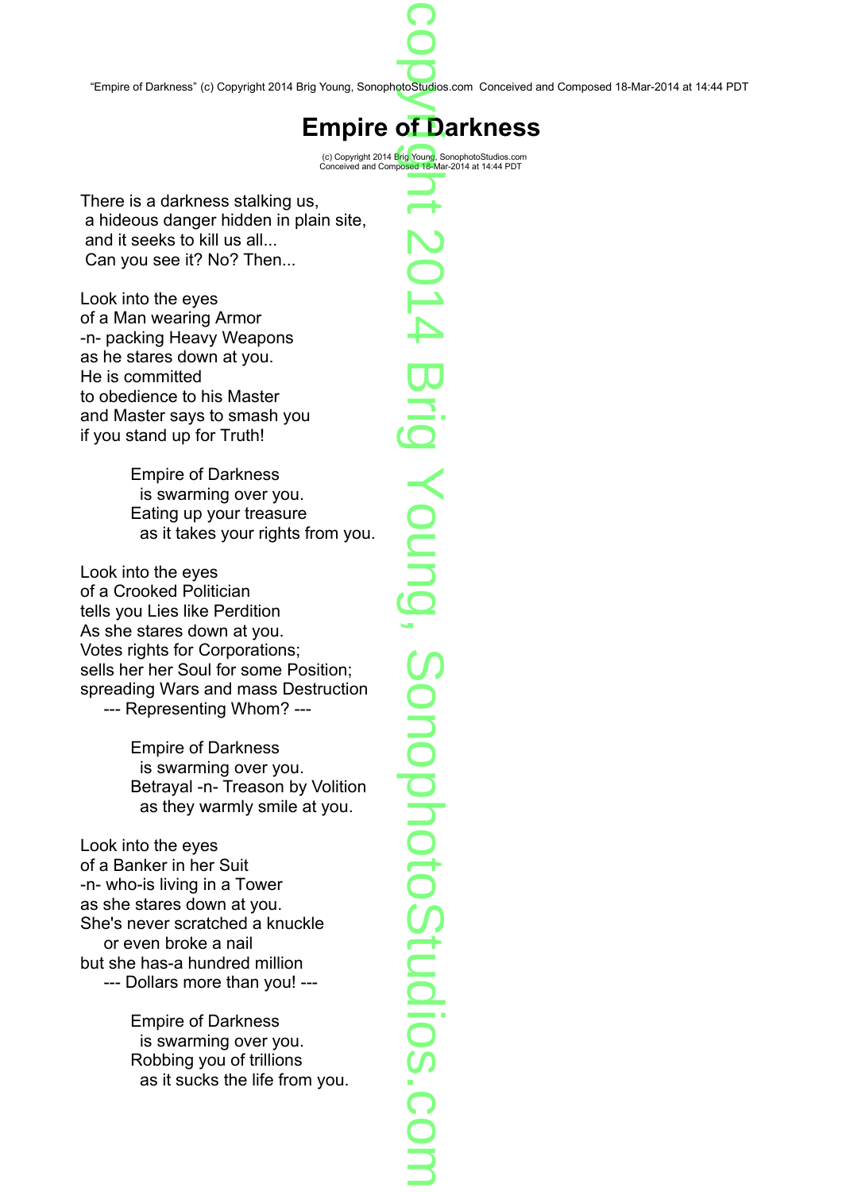"Empire of Darkness" (c) Copyright 2014 Brig Young, SonophotoStudios.com Conceived and Composed 18-Mar-2014 at 14:44 PDT

# Empire of Darkness

(c) Copyright 2014 Brig Young, SonophotoStudios.com
Conceived and Composed 18-Mar-2014 at 14:44 PDT

There is a darkness stalking us,
 a hideous danger hidden in plain site,
 and it seeks to kill us all...
 Can you see it? No? Then...

Look into the eyes
of a Man wearing Armor
-n- packing Heavy Weapons
as he stares down at you.
He is committed
to obedience to his Master
and Master says to smash you
if you stand up for Truth!

 Empire of Darkness
  is swarming over you.
 Eating up your treasure
  as it takes your rights from you.

Look into the eyes
of a Crooked Politician
tells you Lies like Perdition
As she stares down at you.
Votes rights for Corporations;
sells her her Soul for some Position;
spreading Wars and mass Destruction
 --- Representing Whom? ---

 Empire of Darkness
  is swarming over you.
 Betrayal -n- Treason by Volition
  as they warmly smile at you.

Look into the eyes
of a Banker in her Suit
-n- who-is living in a Tower
as she stares down at you.
She's never scratched a knuckle
 or even broke a nail
but she has-a hundred million
 --- Dollars more than you! ---

 Empire of Darkness
  is swarming over you.
 Robbing you of trillions
  as it sucks the life from you.

copyright 2014 Brig Young, SonophotoStudios.com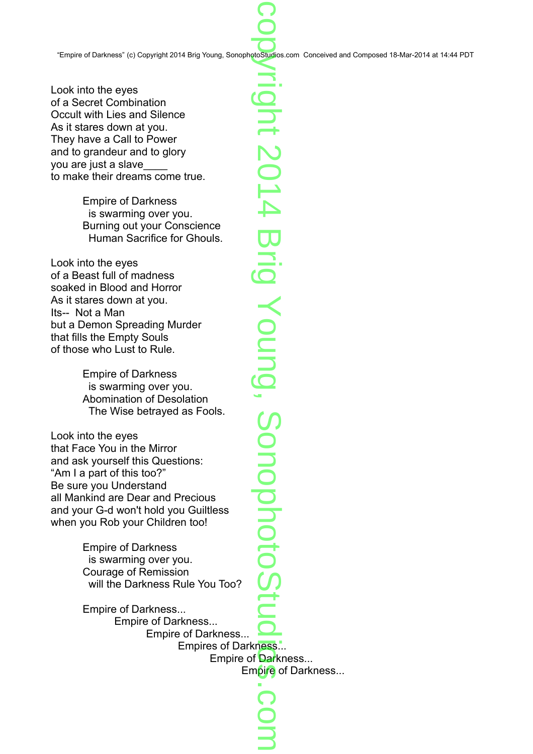"Empire of Darkness" (c) Copyright 2014 Brig Young, SonophotoStudios.com Conceived and Composed 18-Mar-2014 at 14:44 PDT

Look into the eyes  
of a Secret Combination  
Occult with Lies and Silence  
As it stares down at you.  
They have a Call to Power  
and to grandeur and to glory  
you are just a slave____  
to make their dreams come true.

> Empire of Darkness  
> is swarming over you.  
> Burning out your Conscience  
> Human Sacrifice for Ghouls.

Look into the eyes  
of a Beast full of madness  
soaked in Blood and Horror  
As it stares down at you.  
Its-- Not a Man  
but a Demon Spreading Murder  
that fills the Empty Souls  
of those who Lust to Rule.

> Empire of Darkness  
> is swarming over you.  
> Abomination of Desolation  
> The Wise betrayed as Fools.

Look into the eyes  
that Face You in the Mirror  
and ask yourself this Questions:  
"Am I a part of this too?"  
Be sure you Understand  
all Mankind are Dear and Precious  
and your G-d won't hold you Guiltless  
when you Rob your Children too!

> Empire of Darkness  
> is swarming over you.  
> Courage of Remission  
> will the Darkness Rule You Too?

> Empire of Darkness...  
> Empire of Darkness...  
> Empire of Darkness...  
> Empires of Darkness...  
> Empire of Darkness...  
> Empire of Darkness...

copyright 2014 Brig Young, SonophotoStudios.com